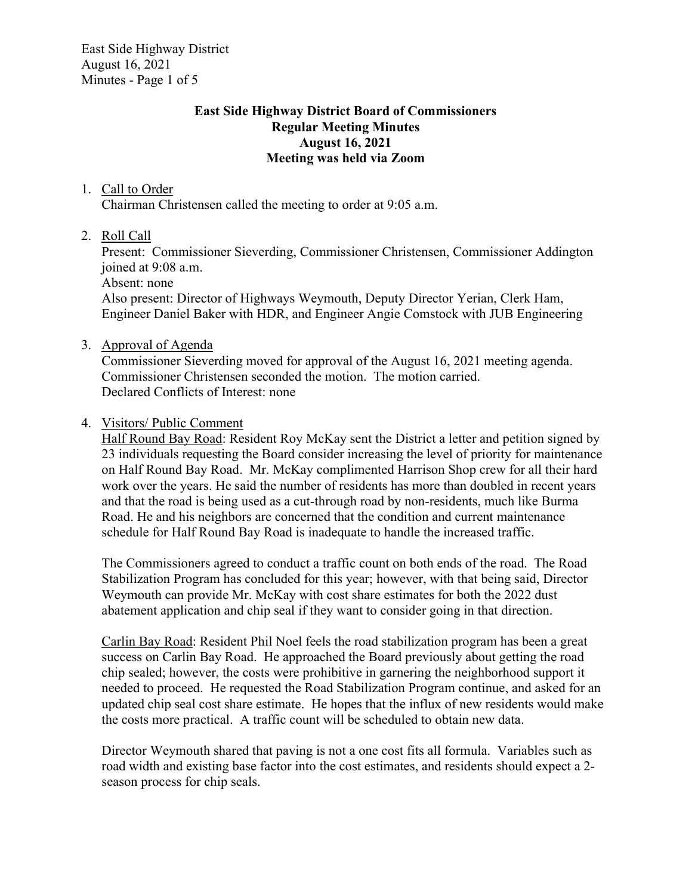**East Side Highway District Board of Commissioners**
**Regular Meeting Minutes**
**August 16, 2021**
**Meeting was held via Zoom**

1. Call to Order
   Chairman Christensen called the meeting to order at 9:05 a.m.

2. Roll Call
   Present: Commissioner Sieverding, Commissioner Christensen, Commissioner Addington joined at 9:08 a.m.
   Absent: none
   Also present: Director of Highways Weymouth, Deputy Director Yerian, Clerk Ham, Engineer Daniel Baker with HDR, and Engineer Angie Comstock with JUB Engineering

3. Approval of Agenda
   Commissioner Sieverding moved for approval of the August 16, 2021 meeting agenda. Commissioner Christensen seconded the motion. The motion carried.
   Declared Conflicts of Interest: none

4. Visitors/ Public Comment
   Half Round Bay Road: Resident Roy McKay sent the District a letter and petition signed by 23 individuals requesting the Board consider increasing the level of priority for maintenance on Half Round Bay Road. Mr. McKay complimented Harrison Shop crew for all their hard work over the years. He said the number of residents has more than doubled in recent years and that the road is being used as a cut-through road by non-residents, much like Burma Road. He and his neighbors are concerned that the condition and current maintenance schedule for Half Round Bay Road is inadequate to handle the increased traffic.

   The Commissioners agreed to conduct a traffic count on both ends of the road. The Road Stabilization Program has concluded for this year; however, with that being said, Director Weymouth can provide Mr. McKay with cost share estimates for both the 2022 dust abatement application and chip seal if they want to consider going in that direction.

   Carlin Bay Road: Resident Phil Noel feels the road stabilization program has been a great success on Carlin Bay Road. He approached the Board previously about getting the road chip sealed; however, the costs were prohibitive in garnering the neighborhood support it needed to proceed. He requested the Road Stabilization Program continue, and asked for an updated chip seal cost share estimate. He hopes that the influx of new residents would make the costs more practical. A traffic count will be scheduled to obtain new data.

   Director Weymouth shared that paving is not a one cost fits all formula. Variables such as road width and existing base factor into the cost estimates, and residents should expect a 2-season process for chip seals.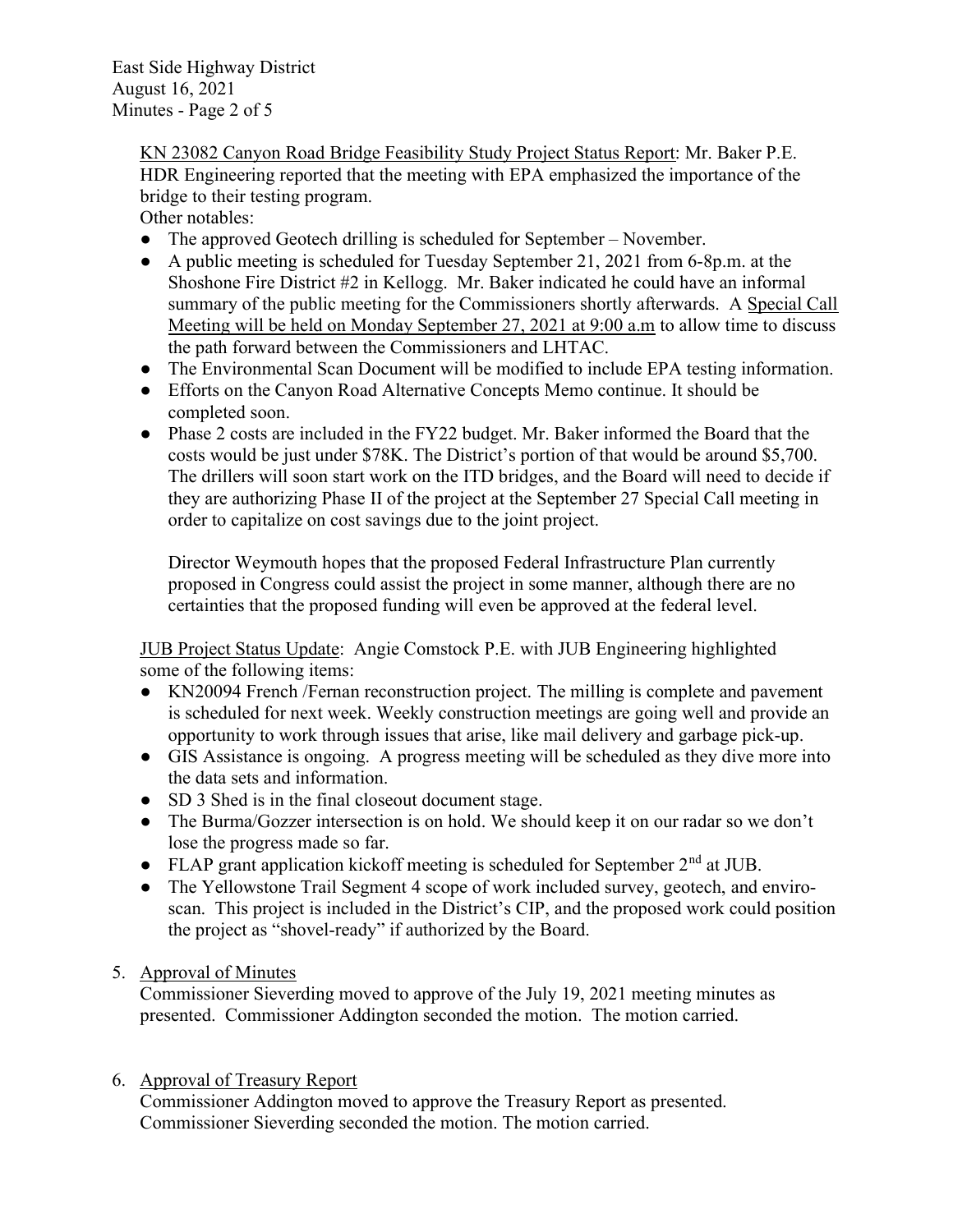KN 23082 Canyon Road Bridge Feasibility Study Project Status Report: Mr. Baker P.E. HDR Engineering reported that the meeting with EPA emphasized the importance of the bridge to their testing program.
Other notables:

- The approved Geotech drilling is scheduled for September – November.
- A public meeting is scheduled for Tuesday September 21, 2021 from 6-8p.m. at the Shoshone Fire District #2 in Kellogg. Mr. Baker indicated he could have an informal summary of the public meeting for the Commissioners shortly afterwards. A Special Call Meeting will be held on Monday September 27, 2021 at 9:00 a.m to allow time to discuss the path forward between the Commissioners and LHTAC.
- The Environmental Scan Document will be modified to include EPA testing information.
- Efforts on the Canyon Road Alternative Concepts Memo continue. It should be completed soon.
- Phase 2 costs are included in the FY22 budget. Mr. Baker informed the Board that the costs would be just under $78K. The District's portion of that would be around $5,700. The drillers will soon start work on the ITD bridges, and the Board will need to decide if they are authorizing Phase II of the project at the September 27 Special Call meeting in order to capitalize on cost savings due to the joint project.

Director Weymouth hopes that the proposed Federal Infrastructure Plan currently proposed in Congress could assist the project in some manner, although there are no certainties that the proposed funding will even be approved at the federal level.

JUB Project Status Update: Angie Comstock P.E. with JUB Engineering highlighted some of the following items:

- KN20094 French /Fernan reconstruction project. The milling is complete and pavement is scheduled for next week. Weekly construction meetings are going well and provide an opportunity to work through issues that arise, like mail delivery and garbage pick-up.
- GIS Assistance is ongoing. A progress meeting will be scheduled as they dive more into the data sets and information.
- SD 3 Shed is in the final closeout document stage.
- The Burma/Gozzer intersection is on hold. We should keep it on our radar so we don't lose the progress made so far.
- FLAP grant application kickoff meeting is scheduled for September 2nd at JUB.
- The Yellowstone Trail Segment 4 scope of work included survey, geotech, and enviro-scan. This project is included in the District's CIP, and the proposed work could position the project as "shovel-ready" if authorized by the Board.

5. Approval of Minutes
   Commissioner Sieverding moved to approve of the July 19, 2021 meeting minutes as presented. Commissioner Addington seconded the motion. The motion carried.

6. Approval of Treasury Report
   Commissioner Addington moved to approve the Treasury Report as presented. Commissioner Sieverding seconded the motion. The motion carried.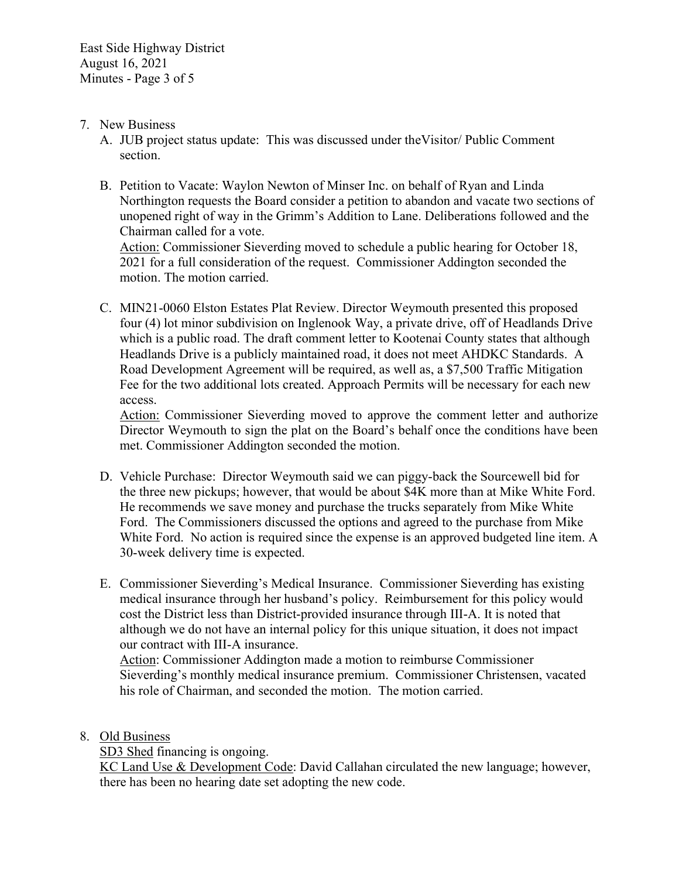7. New Business

   A. JUB project status update: This was discussed under theVisitor/ Public Comment section.

   B. Petition to Vacate: Waylon Newton of Minser Inc. on behalf of Ryan and Linda Northington requests the Board consider a petition to abandon and vacate two sections of unopened right of way in the Grimm's Addition to Lane. Deliberations followed and the Chairman called for a vote.
   <u>Action:</u> Commissioner Sieverding moved to schedule a public hearing for October 18, 2021 for a full consideration of the request. Commissioner Addington seconded the motion. The motion carried.

   C. MIN21-0060 Elston Estates Plat Review. Director Weymouth presented this proposed four (4) lot minor subdivision on Inglenook Way, a private drive, off of Headlands Drive which is a public road. The draft comment letter to Kootenai County states that although Headlands Drive is a publicly maintained road, it does not meet AHDKC Standards. A Road Development Agreement will be required, as well as, a $7,500 Traffic Mitigation Fee for the two additional lots created. Approach Permits will be necessary for each new access.
   <u>Action:</u> Commissioner Sieverding moved to approve the comment letter and authorize Director Weymouth to sign the plat on the Board's behalf once the conditions have been met. Commissioner Addington seconded the motion.

   D. Vehicle Purchase: Director Weymouth said we can piggy-back the Sourcewell bid for the three new pickups; however, that would be about $4K more than at Mike White Ford. He recommends we save money and purchase the trucks separately from Mike White Ford. The Commissioners discussed the options and agreed to the purchase from Mike White Ford. No action is required since the expense is an approved budgeted line item. A 30-week delivery time is expected.

   E. Commissioner Sieverding's Medical Insurance. Commissioner Sieverding has existing medical insurance through her husband's policy. Reimbursement for this policy would cost the District less than District-provided insurance through III-A. It is noted that although we do not have an internal policy for this unique situation, it does not impact our contract with III-A insurance.
   <u>Action</u>: Commissioner Addington made a motion to reimburse Commissioner Sieverding's monthly medical insurance premium. Commissioner Christensen, vacated his role of Chairman, and seconded the motion. The motion carried.

8. <u>Old Business</u>
   <u>SD3 Shed</u> financing is ongoing.
   <u>KC Land Use & Development Code</u>: David Callahan circulated the new language; however, there has been no hearing date set adopting the new code.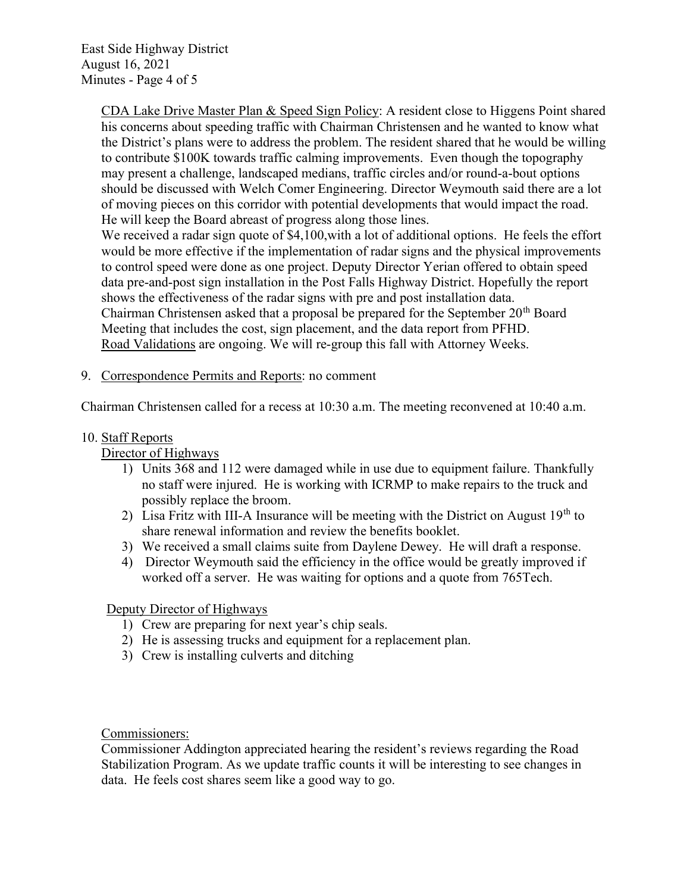CDA Lake Drive Master Plan & Speed Sign Policy: A resident close to Higgens Point shared his concerns about speeding traffic with Chairman Christensen and he wanted to know what the District's plans were to address the problem. The resident shared that he would be willing to contribute $100K towards traffic calming improvements. Even though the topography may present a challenge, landscaped medians, traffic circles and/or round-a-bout options should be discussed with Welch Comer Engineering. Director Weymouth said there are a lot of moving pieces on this corridor with potential developments that would impact the road. He will keep the Board abreast of progress along those lines.

We received a radar sign quote of $4,100,with a lot of additional options. He feels the effort would be more effective if the implementation of radar signs and the physical improvements to control speed were done as one project. Deputy Director Yerian offered to obtain speed data pre-and-post sign installation in the Post Falls Highway District. Hopefully the report shows the effectiveness of the radar signs with pre and post installation data.

Chairman Christensen asked that a proposal be prepared for the September 20th Board Meeting that includes the cost, sign placement, and the data report from PFHD.

Road Validations are ongoing. We will re-group this fall with Attorney Weeks.

9. Correspondence Permits and Reports: no comment

Chairman Christensen called for a recess at 10:30 a.m. The meeting reconvened at 10:40 a.m.

10. Staff Reports

Director of Highways

1) Units 368 and 112 were damaged while in use due to equipment failure. Thankfully no staff were injured. He is working with ICRMP to make repairs to the truck and possibly replace the broom.
2) Lisa Fritz with III-A Insurance will be meeting with the District on August 19th to share renewal information and review the benefits booklet.
3) We received a small claims suite from Daylene Dewey. He will draft a response.
4) Director Weymouth said the efficiency in the office would be greatly improved if worked off a server. He was waiting for options and a quote from 765Tech.

Deputy Director of Highways

1) Crew are preparing for next year's chip seals.
2) He is assessing trucks and equipment for a replacement plan.
3) Crew is installing culverts and ditching

Commissioners:

Commissioner Addington appreciated hearing the resident's reviews regarding the Road Stabilization Program. As we update traffic counts it will be interesting to see changes in data. He feels cost shares seem like a good way to go.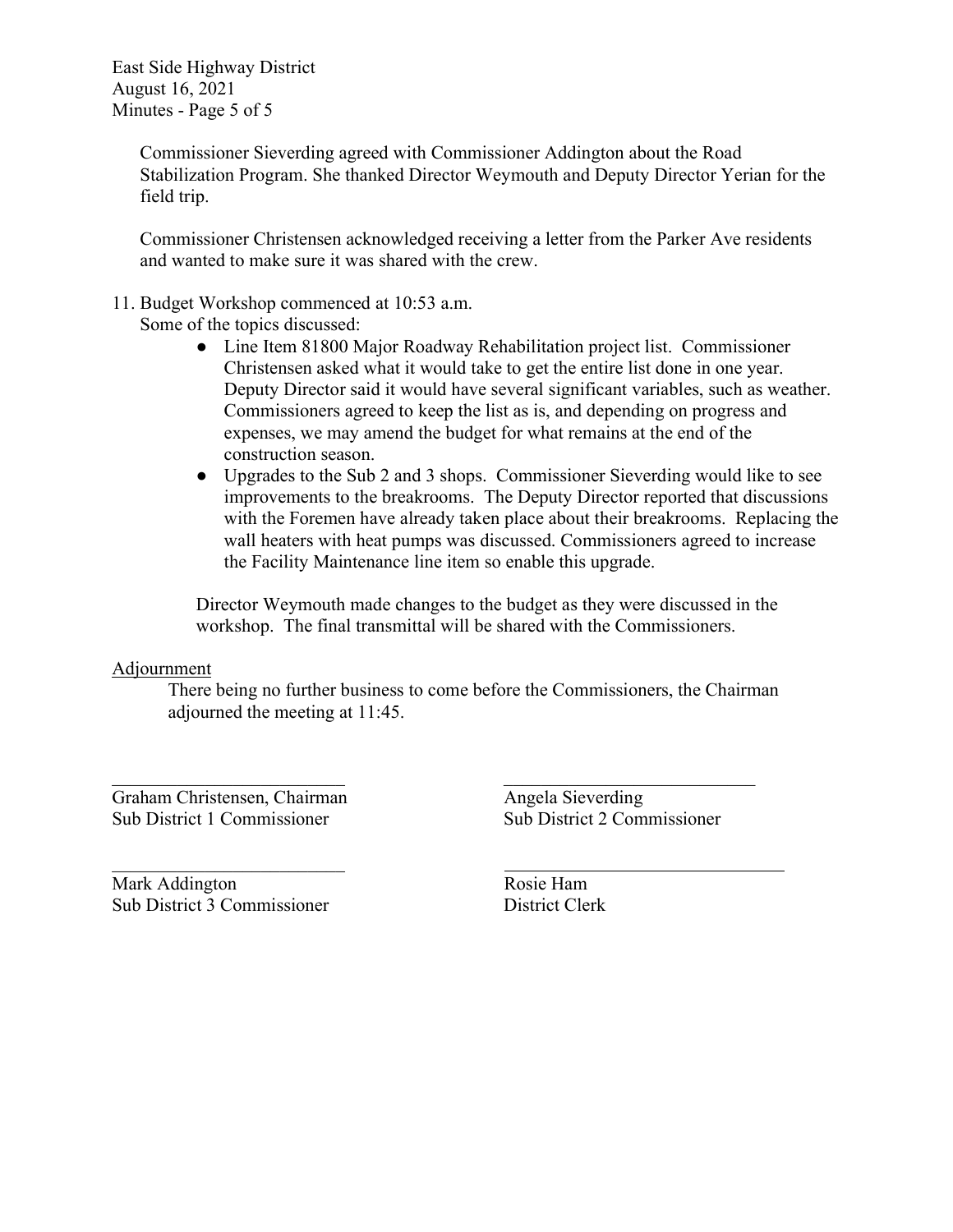Commissioner Sieverding agreed with Commissioner Addington about the Road Stabilization Program. She thanked Director Weymouth and Deputy Director Yerian for the field trip.

Commissioner Christensen acknowledged receiving a letter from the Parker Ave residents and wanted to make sure it was shared with the crew.

11. Budget Workshop commenced at 10:53 a.m.
    Some of the topics discussed:
    - Line Item 81800 Major Roadway Rehabilitation project list. Commissioner Christensen asked what it would take to get the entire list done in one year. Deputy Director said it would have several significant variables, such as weather. Commissioners agreed to keep the list as is, and depending on progress and expenses, we may amend the budget for what remains at the end of the construction season.
    - Upgrades to the Sub 2 and 3 shops. Commissioner Sieverding would like to see improvements to the breakrooms. The Deputy Director reported that discussions with the Foremen have already taken place about their breakrooms. Replacing the wall heaters with heat pumps was discussed. Commissioners agreed to increase the Facility Maintenance line item so enable this upgrade.

    Director Weymouth made changes to the budget as they were discussed in the workshop. The final transmittal will be shared with the Commissioners.

<u>Adjournment</u>

There being no further business to come before the Commissioners, the Chairman adjourned the meeting at 11:45.

\_\_\_\_\_\_\_\_\_\_\_\_\_\_\_\_\_\_\_\_\_\_\_\_\_\_
Graham Christensen, Chairman
Sub District 1 Commissioner

\_\_\_\_\_\_\_\_\_\_\_\_\_\_\_\_\_\_\_\_\_\_\_\_\_\_
Angela Sieverding
Sub District 2 Commissioner

\_\_\_\_\_\_\_\_\_\_\_\_\_\_\_\_\_\_\_\_\_\_\_\_\_\_
Mark Addington
Sub District 3 Commissioner

\_\_\_\_\_\_\_\_\_\_\_\_\_\_\_\_\_\_\_\_\_\_\_\_\_\_
Rosie Ham
District Clerk